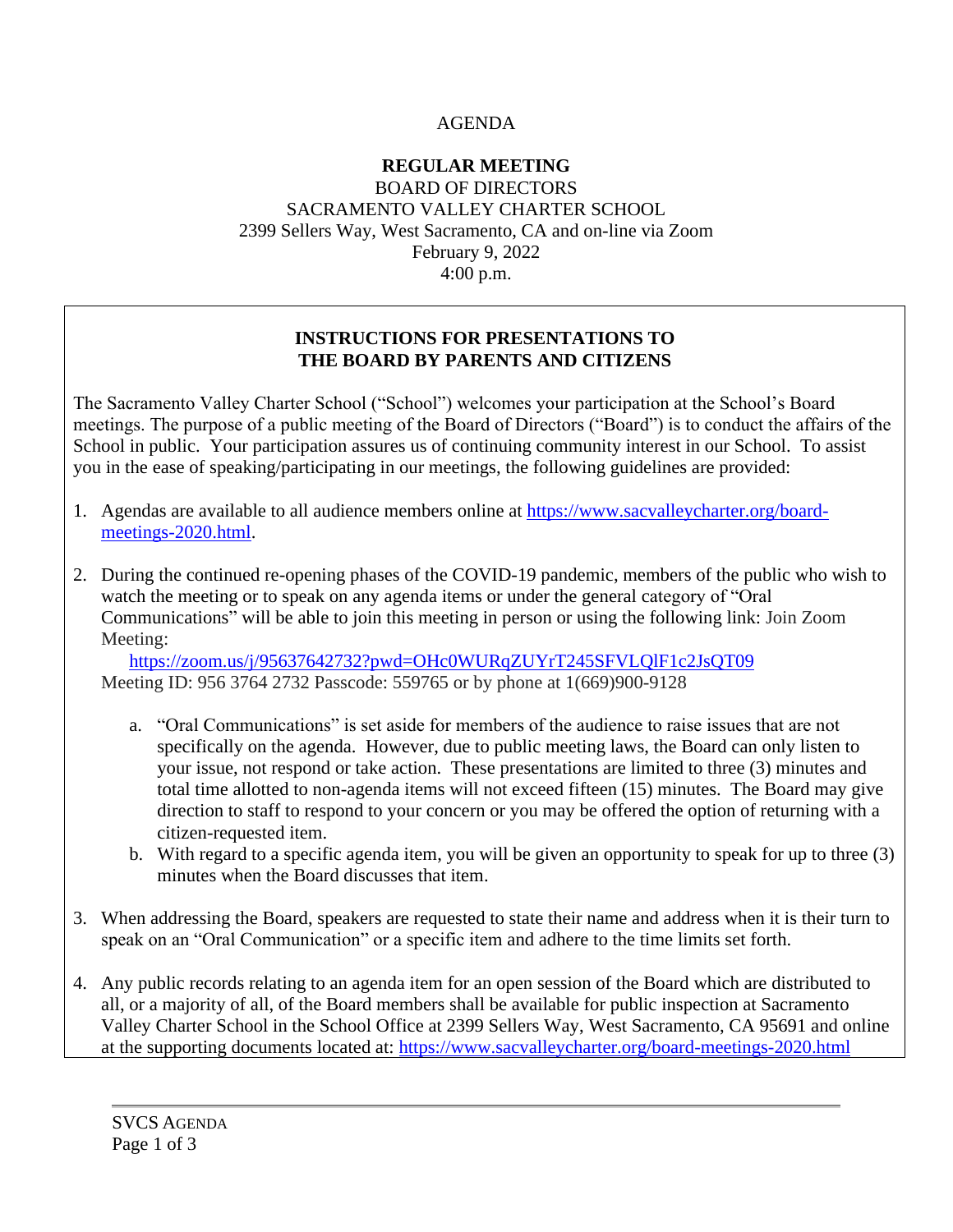AGENDA

**REGULAR MEETING**

BOARD OF DIRECTORS
SACRAMENTO VALLEY CHARTER SCHOOL
2399 Sellers Way, West Sacramento, CA and on-line via Zoom
February 9, 2022
4:00 p.m.

## INSTRUCTIONS FOR PRESENTATIONS TO THE BOARD BY PARENTS AND CITIZENS

The Sacramento Valley Charter School ("School") welcomes your participation at the School's Board meetings. The purpose of a public meeting of the Board of Directors ("Board") is to conduct the affairs of the School in public. Your participation assures us of continuing community interest in our School. To assist you in the ease of speaking/participating in our meetings, the following guidelines are provided:

1. Agendas are available to all audience members online at https://www.sacvalleycharter.org/board-meetings-2020.html.

2. During the continued re-opening phases of the COVID-19 pandemic, members of the public who wish to watch the meeting or to speak on any agenda items or under the general category of "Oral Communications" will be able to join this meeting in person or using the following link: Join Zoom Meeting:
   https://zoom.us/j/95637642732?pwd=OHc0WURqZUYrT245SFVLQlF1c2JsQT09
   Meeting ID: 956 3764 2732 Passcode: 559765 or by phone at 1(669)900-9128

   a. "Oral Communications" is set aside for members of the audience to raise issues that are not specifically on the agenda. However, due to public meeting laws, the Board can only listen to your issue, not respond or take action. These presentations are limited to three (3) minutes and total time allotted to non-agenda items will not exceed fifteen (15) minutes. The Board may give direction to staff to respond to your concern or you may be offered the option of returning with a citizen-requested item.
   b. With regard to a specific agenda item, you will be given an opportunity to speak for up to three (3) minutes when the Board discusses that item.

3. When addressing the Board, speakers are requested to state their name and address when it is their turn to speak on an "Oral Communication" or a specific item and adhere to the time limits set forth.

4. Any public records relating to an agenda item for an open session of the Board which are distributed to all, or a majority of all, of the Board members shall be available for public inspection at Sacramento Valley Charter School in the School Office at 2399 Sellers Way, West Sacramento, CA 95691 and online at the supporting documents located at: https://www.sacvalleycharter.org/board-meetings-2020.html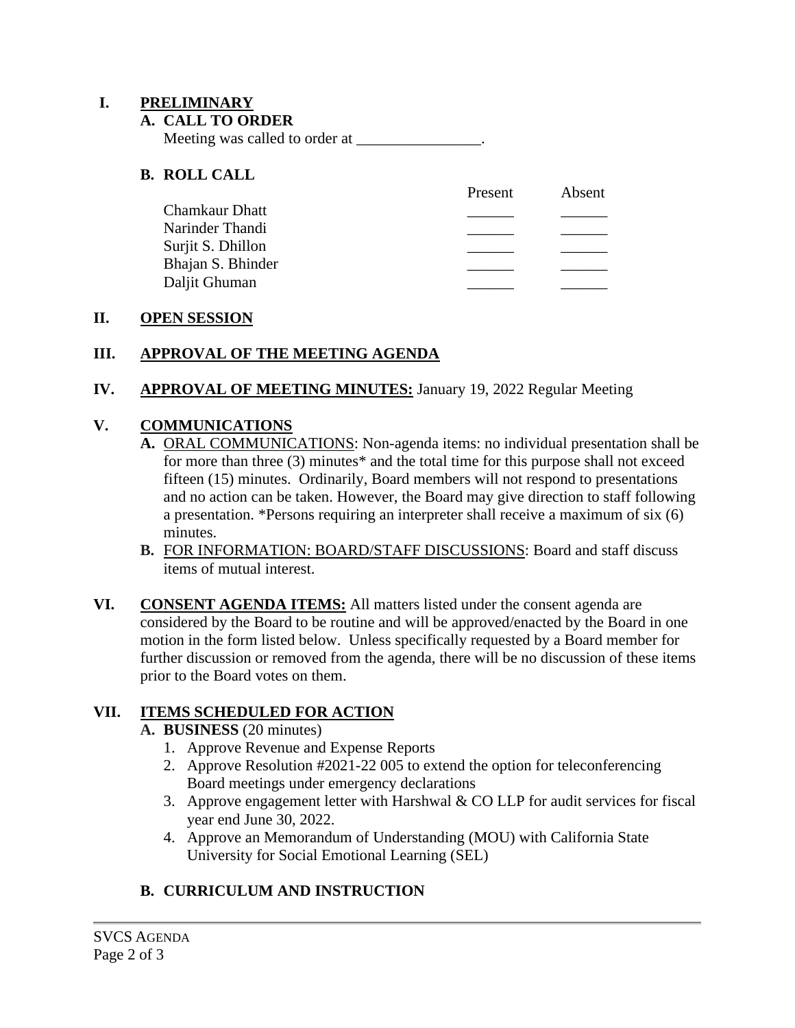## I. PRELIMINARY

### A. CALL TO ORDER

Meeting was called to order at ________________.

### B. ROLL CALL

| | Present | Absent |
|---|---|---|
| Chamkaur Dhatt | ______ | ______ |
| Narinder Thandi | ______ | ______ |
| Surjit S. Dhillon | ______ | ______ |
| Bhajan S. Bhinder | ______ | ______ |
| Daljit Ghuman | ______ | ______ |

## II. OPEN SESSION

## III. APPROVAL OF THE MEETING AGENDA

## IV. APPROVAL OF MEETING MINUTES: January 19, 2022 Regular Meeting

## V. COMMUNICATIONS

**A.** ORAL COMMUNICATIONS: Non-agenda items: no individual presentation shall be for more than three (3) minutes* and the total time for this purpose shall not exceed fifteen (15) minutes. Ordinarily, Board members will not respond to presentations and no action can be taken. However, the Board may give direction to staff following a presentation. *Persons requiring an interpreter shall receive a maximum of six (6) minutes.

**B.** FOR INFORMATION: BOARD/STAFF DISCUSSIONS: Board and staff discuss items of mutual interest.

## VI. CONSENT AGENDA ITEMS:

All matters listed under the consent agenda are considered by the Board to be routine and will be approved/enacted by the Board in one motion in the form listed below. Unless specifically requested by a Board member for further discussion or removed from the agenda, there will be no discussion of these items prior to the Board votes on them.

## VII. ITEMS SCHEDULED FOR ACTION

### A. BUSINESS (20 minutes)

1. Approve Revenue and Expense Reports
2. Approve Resolution #2021-22 005 to extend the option for teleconferencing Board meetings under emergency declarations
3. Approve engagement letter with Harshwal & CO LLP for audit services for fiscal year end June 30, 2022.
4. Approve an Memorandum of Understanding (MOU) with California State University for Social Emotional Learning (SEL)

### B. CURRICULUM AND INSTRUCTION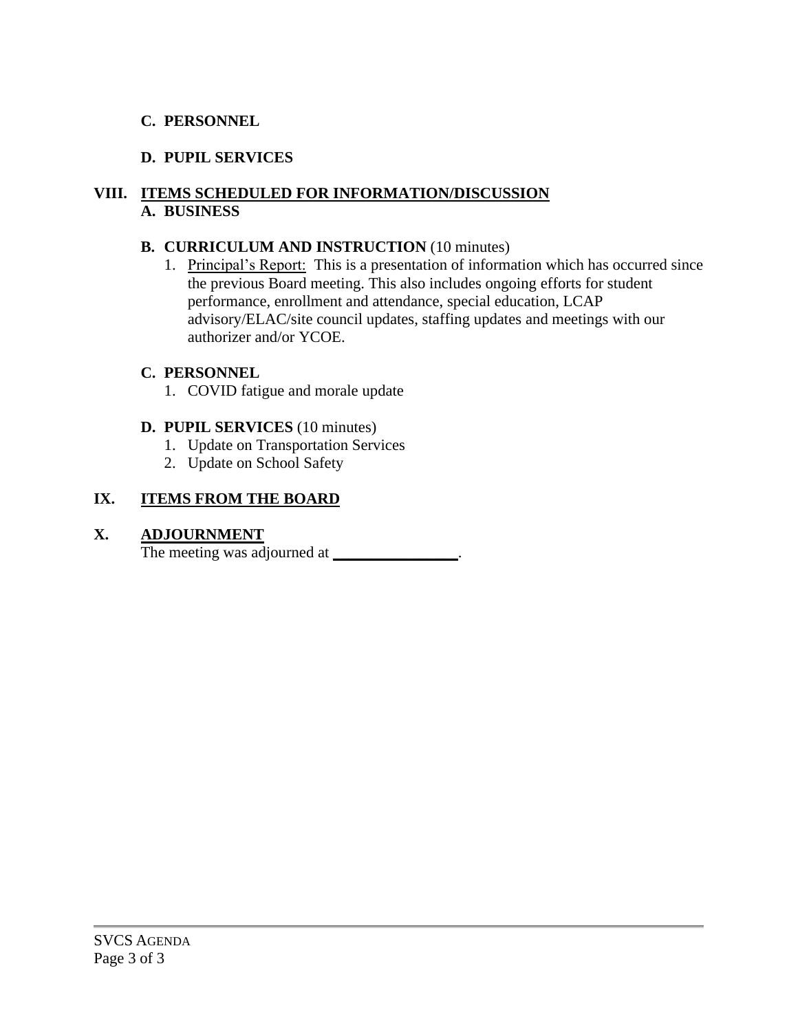**C. PERSONNEL**

**D. PUPIL SERVICES**

## VIII. ITEMS SCHEDULED FOR INFORMATION/DISCUSSION

**A. BUSINESS**

**B. CURRICULUM AND INSTRUCTION** (10 minutes)

1. Principal's Report: This is a presentation of information which has occurred since the previous Board meeting. This also includes ongoing efforts for student performance, enrollment and attendance, special education, LCAP advisory/ELAC/site council updates, staffing updates and meetings with our authorizer and/or YCOE.

**C. PERSONNEL**

1. COVID fatigue and morale update

**D. PUPIL SERVICES** (10 minutes)

1. Update on Transportation Services
2. Update on School Safety

## IX. ITEMS FROM THE BOARD

## X. ADJOURNMENT

The meeting was adjourned at ________________.